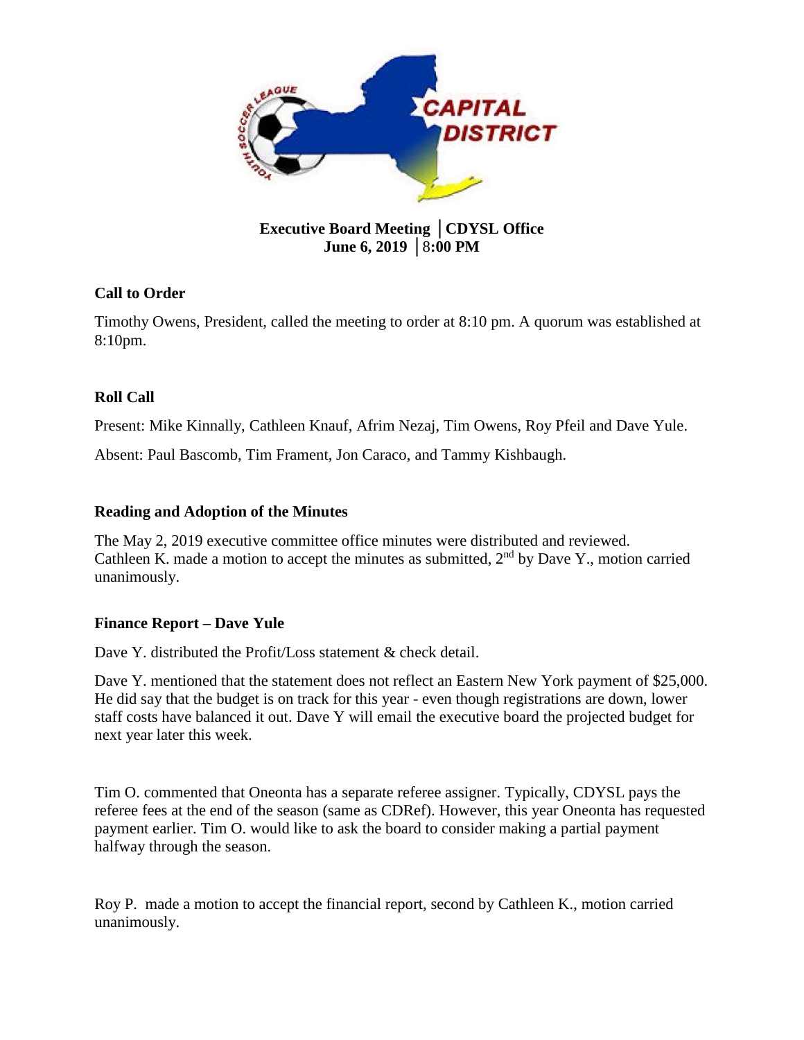**Executive Board Meeting │CDYSL Office**
**June 6, 2019 │8:00 PM**

## Call to Order

Timothy Owens, President, called the meeting to order at 8:10 pm. A quorum was established at 8:10pm.

## Roll Call

Present: Mike Kinnally, Cathleen Knauf, Afrim Nezaj, Tim Owens, Roy Pfeil and Dave Yule.

Absent: Paul Bascomb, Tim Frament, Jon Caraco, and Tammy Kishbaugh.

## Reading and Adoption of the Minutes

The May 2, 2019 executive committee office minutes were distributed and reviewed. Cathleen K. made a motion to accept the minutes as submitted, 2nd by Dave Y., motion carried unanimously.

## Finance Report – Dave Yule

Dave Y. distributed the Profit/Loss statement & check detail.

Dave Y. mentioned that the statement does not reflect an Eastern New York payment of $25,000. He did say that the budget is on track for this year - even though registrations are down, lower staff costs have balanced it out. Dave Y will email the executive board the projected budget for next year later this week.

Tim O. commented that Oneonta has a separate referee assigner. Typically, CDYSL pays the referee fees at the end of the season (same as CDRef). However, this year Oneonta has requested payment earlier. Tim O. would like to ask the board to consider making a partial payment halfway through the season.

Roy P. made a motion to accept the financial report, second by Cathleen K., motion carried unanimously.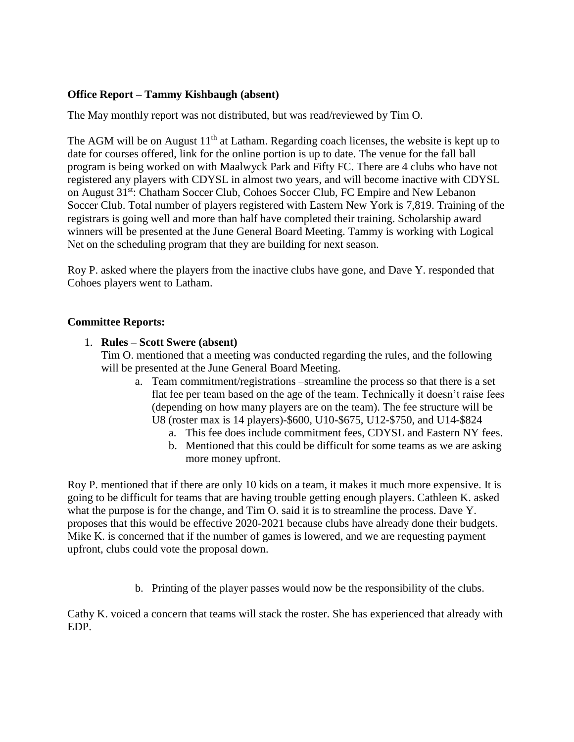**Office Report – Tammy Kishbaugh (absent)**

The May monthly report was not distributed, but was read/reviewed by Tim O.

The AGM will be on August 11th at Latham. Regarding coach licenses, the website is kept up to date for courses offered, link for the online portion is up to date. The venue for the fall ball program is being worked on with Maalwyck Park and Fifty FC. There are 4 clubs who have not registered any players with CDYSL in almost two years, and will become inactive with CDYSL on August 31st: Chatham Soccer Club, Cohoes Soccer Club, FC Empire and New Lebanon Soccer Club. Total number of players registered with Eastern New York is 7,819. Training of the registrars is going well and more than half have completed their training. Scholarship award winners will be presented at the June General Board Meeting. Tammy is working with Logical Net on the scheduling program that they are building for next season.

Roy P. asked where the players from the inactive clubs have gone, and Dave Y. responded that Cohoes players went to Latham.

**Committee Reports:**

1. **Rules – Scott Swere (absent)**
   Tim O. mentioned that a meeting was conducted regarding the rules, and the following will be presented at the June General Board Meeting.
   a. Team commitment/registrations –streamline the process so that there is a set flat fee per team based on the age of the team. Technically it doesn't raise fees (depending on how many players are on the team). The fee structure will be U8 (roster max is 14 players)-$600, U10-$675, U12-$750, and U14-$824
      a. This fee does include commitment fees, CDYSL and Eastern NY fees.
      b. Mentioned that this could be difficult for some teams as we are asking more money upfront.

Roy P. mentioned that if there are only 10 kids on a team, it makes it much more expensive. It is going to be difficult for teams that are having trouble getting enough players. Cathleen K. asked what the purpose is for the change, and Tim O. said it is to streamline the process. Dave Y. proposes that this would be effective 2020-2021 because clubs have already done their budgets. Mike K. is concerned that if the number of games is lowered, and we are requesting payment upfront, clubs could vote the proposal down.

   b. Printing of the player passes would now be the responsibility of the clubs.

Cathy K. voiced a concern that teams will stack the roster. She has experienced that already with EDP.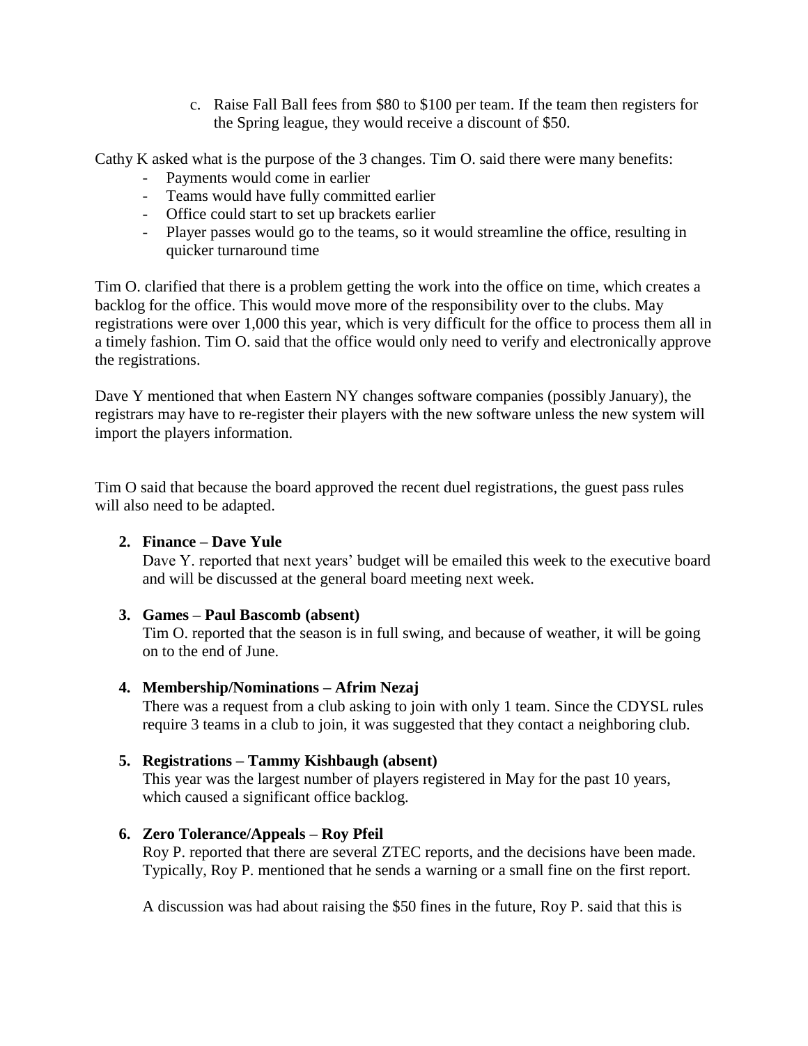c. Raise Fall Ball fees from $80 to $100 per team. If the team then registers for the Spring league, they would receive a discount of $50.

Cathy K asked what is the purpose of the 3 changes. Tim O. said there were many benefits:

- Payments would come in earlier
- Teams would have fully committed earlier
- Office could start to set up brackets earlier
- Player passes would go to the teams, so it would streamline the office, resulting in quicker turnaround time

Tim O. clarified that there is a problem getting the work into the office on time, which creates a backlog for the office. This would move more of the responsibility over to the clubs. May registrations were over 1,000 this year, which is very difficult for the office to process them all in a timely fashion. Tim O. said that the office would only need to verify and electronically approve the registrations.

Dave Y mentioned that when Eastern NY changes software companies (possibly January), the registrars may have to re-register their players with the new software unless the new system will import the players information.

Tim O said that because the board approved the recent duel registrations, the guest pass rules will also need to be adapted.

2. **Finance – Dave Yule**

   Dave Y. reported that next years' budget will be emailed this week to the executive board and will be discussed at the general board meeting next week.

3. **Games – Paul Bascomb (absent)**

   Tim O. reported that the season is in full swing, and because of weather, it will be going on to the end of June.

4. **Membership/Nominations – Afrim Nezaj**

   There was a request from a club asking to join with only 1 team. Since the CDYSL rules require 3 teams in a club to join, it was suggested that they contact a neighboring club.

5. **Registrations – Tammy Kishbaugh (absent)**

   This year was the largest number of players registered in May for the past 10 years, which caused a significant office backlog.

6. **Zero Tolerance/Appeals – Roy Pfeil**

   Roy P. reported that there are several ZTEC reports, and the decisions have been made. Typically, Roy P. mentioned that he sends a warning or a small fine on the first report.

   A discussion was had about raising the $50 fines in the future, Roy P. said that this is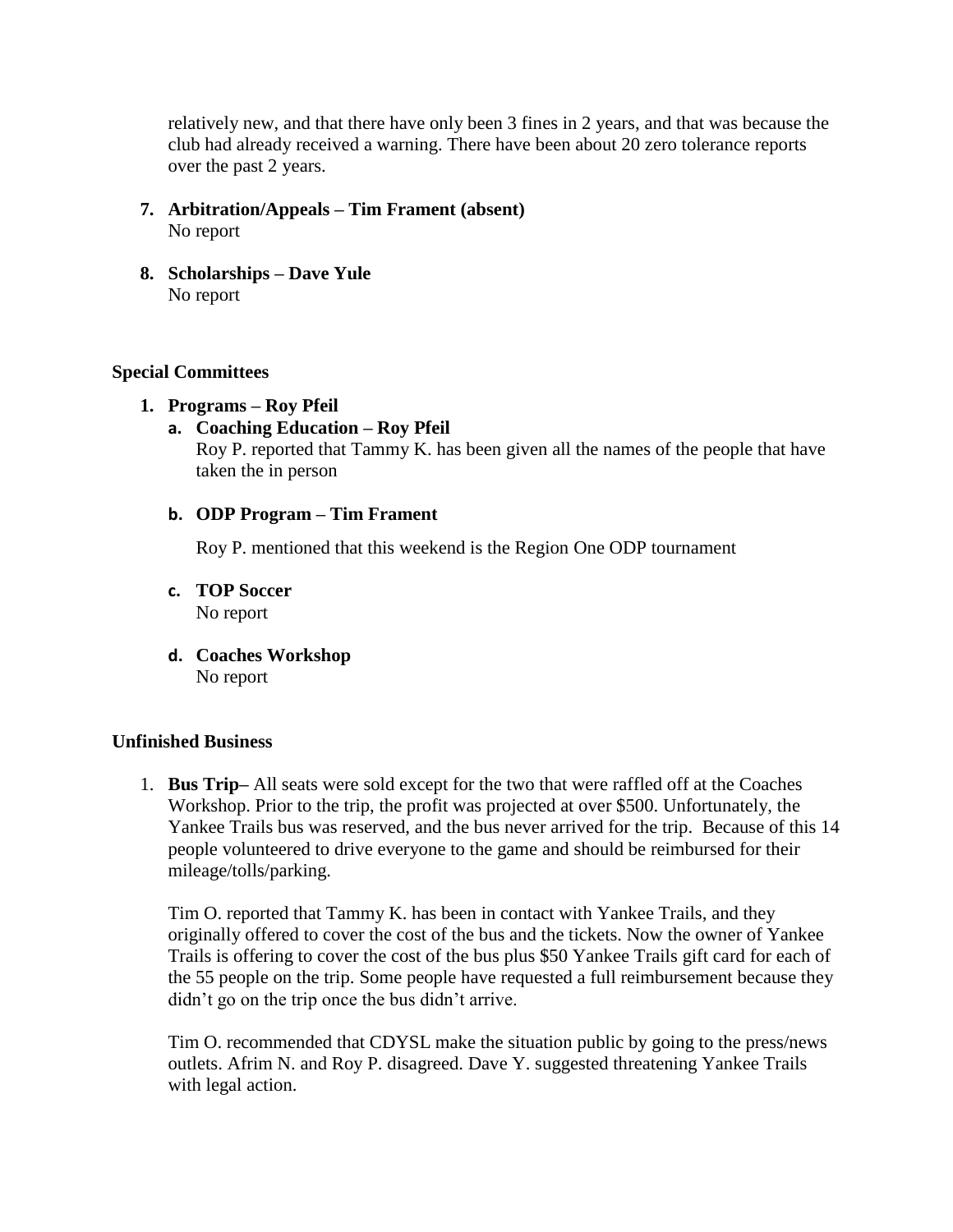relatively new, and that there have only been 3 fines in 2 years, and that was because the club had already received a warning. There have been about 20 zero tolerance reports over the past 2 years.

7. **Arbitration/Appeals – Tim Frament (absent)**
   No report

8. **Scholarships – Dave Yule**
   No report

### Special Committees

1. **Programs – Roy Pfeil**
   a. **Coaching Education – Roy Pfeil**
      Roy P. reported that Tammy K. has been given all the names of the people that have taken the in person

   b. **ODP Program – Tim Frament**

      Roy P. mentioned that this weekend is the Region One ODP tournament

   c. **TOP Soccer**
      No report

   d. **Coaches Workshop**
      No report

### Unfinished Business

1. **Bus Trip–** All seats were sold except for the two that were raffled off at the Coaches Workshop. Prior to the trip, the profit was projected at over $500. Unfortunately, the Yankee Trails bus was reserved, and the bus never arrived for the trip. Because of this 14 people volunteered to drive everyone to the game and should be reimbursed for their mileage/tolls/parking.

   Tim O. reported that Tammy K. has been in contact with Yankee Trails, and they originally offered to cover the cost of the bus and the tickets. Now the owner of Yankee Trails is offering to cover the cost of the bus plus $50 Yankee Trails gift card for each of the 55 people on the trip. Some people have requested a full reimbursement because they didn't go on the trip once the bus didn't arrive.

   Tim O. recommended that CDYSL make the situation public by going to the press/news outlets. Afrim N. and Roy P. disagreed. Dave Y. suggested threatening Yankee Trails with legal action.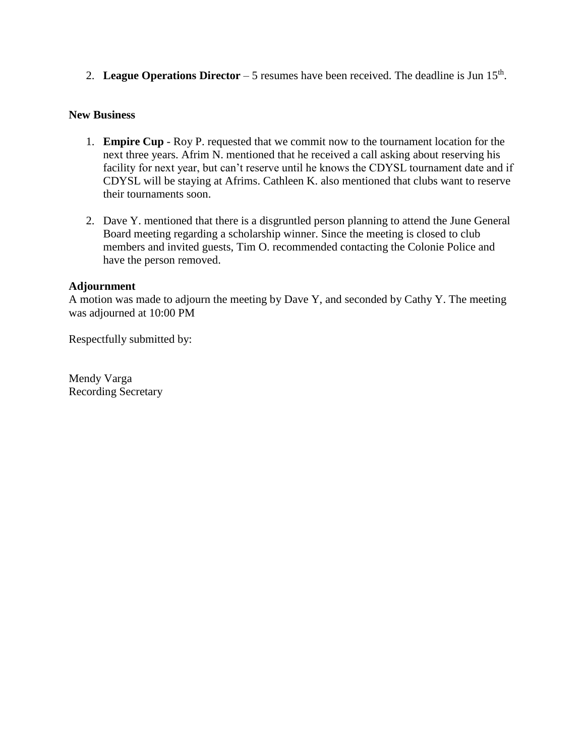2. **League Operations Director** – 5 resumes have been received. The deadline is Jun 15th.

**New Business**

1. **Empire Cup** - Roy P. requested that we commit now to the tournament location for the next three years. Afrim N. mentioned that he received a call asking about reserving his facility for next year, but can't reserve until he knows the CDYSL tournament date and if CDYSL will be staying at Afrims. Cathleen K. also mentioned that clubs want to reserve their tournaments soon.

2. Dave Y. mentioned that there is a disgruntled person planning to attend the June General Board meeting regarding a scholarship winner. Since the meeting is closed to club members and invited guests, Tim O. recommended contacting the Colonie Police and have the person removed.

**Adjournment**

A motion was made to adjourn the meeting by Dave Y, and seconded by Cathy Y. The meeting was adjourned at 10:00 PM

Respectfully submitted by:

Mendy Varga
Recording Secretary